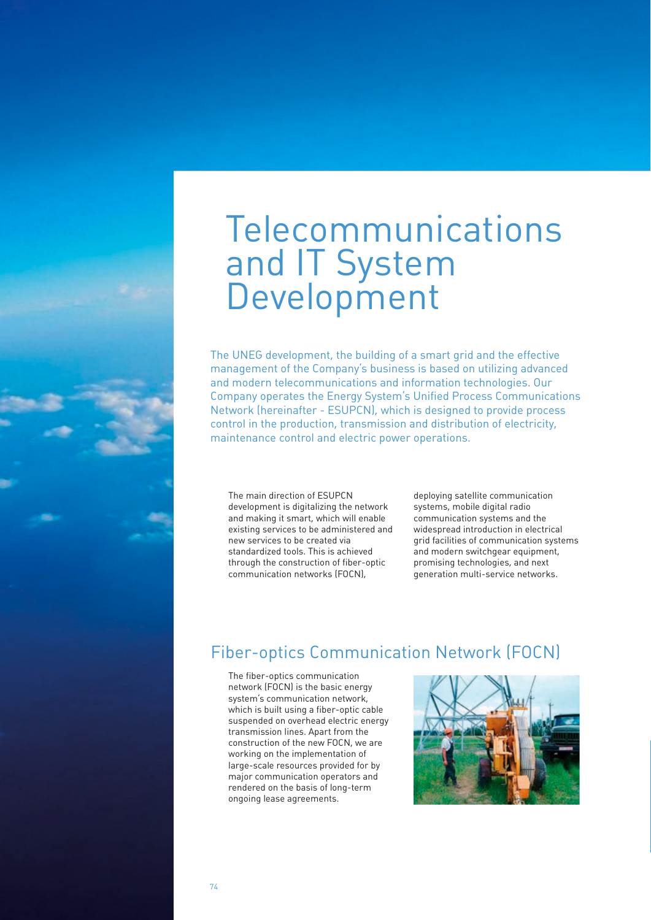# Telecommunications and IT System Development

The UNEG development, the building of a smart grid and the effective management of the Company's business is based on utilizing advanced and modern telecommunications and information technologies. Our Company operates the Energy System's Unified Process Communications Network (hereinafter - ESUPCN), which is designed to provide process control in the production, transmission and distribution of electricity, maintenance control and electric power operations.

The main direction of ESUPCN development is digitalizing the network and making it smart, which will enable existing services to be administered and new services to be created via standardized tools. This is achieved through the construction of fiber-optic communication networks (FOCN), deploying satellite communication systems, mobile digital radio communication systems and the widespread introduction in electrical grid facilities of communication systems and modern switchgear equipment, promising technologies, and next generation multi-service networks.

## Fiber-optics Communication Network (FOCN)

The fiber-optics communication network (FOCN) is the basic energy system's communication network, which is built using a fiber-optic cable suspended on overhead electric energy transmission lines. Apart from the construction of the new FOCN, we are working on the implementation of large-scale resources provided for by major communication operators and rendered on the basis of long-term ongoing lease agreements.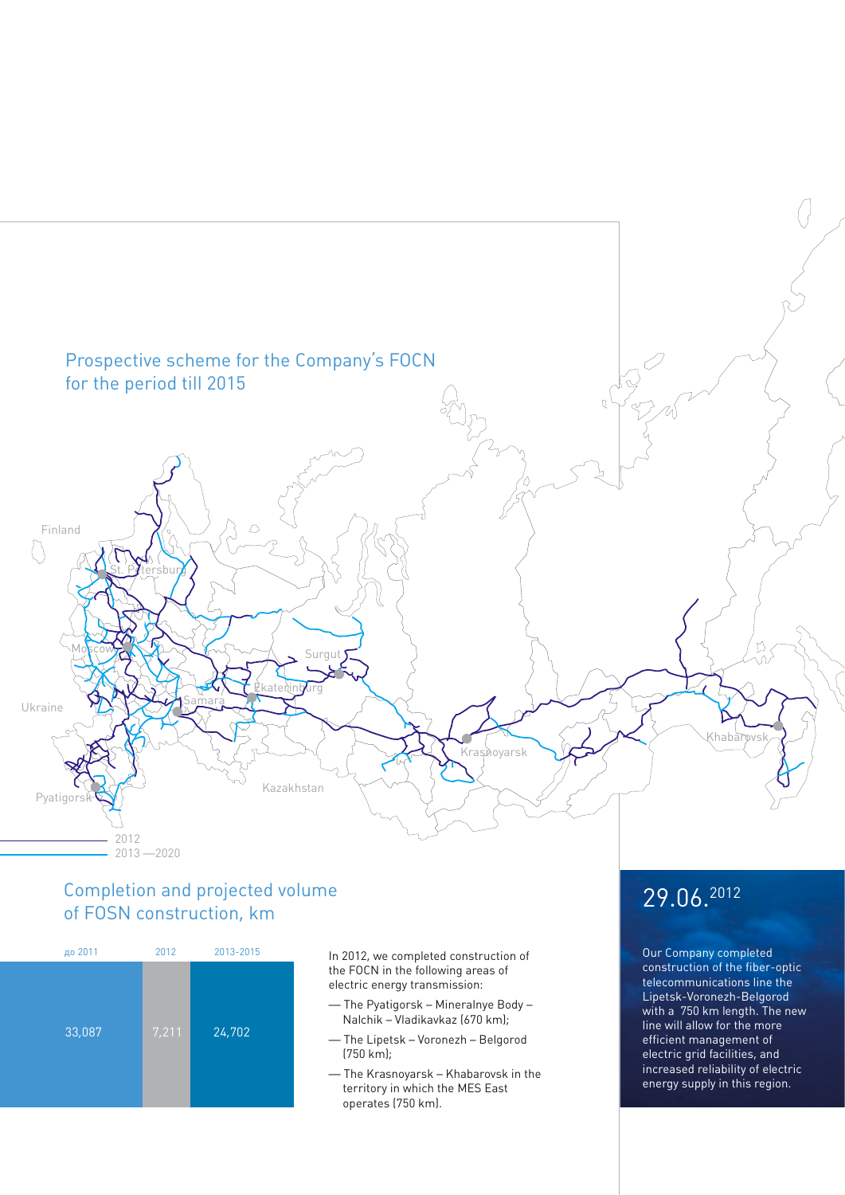## Prospective scheme for the Company's FOCN for the period till 2015

Finland

St. Petersburg

Moscow

Ukraine

Samara

Ekaterinburg

Surgut

Pyatigorsk

Kazakhstan

Krasnoyarsk

Khabarovsk

2012

2013 —2020

## Completion and projected volume of FOSN construction, km

| до 2011 | 2012 | 2013-2015 |
|---|---|---|
| 33,087 | 7,211 | 24,702 |

In 2012, we completed construction of the FOCN in the following areas of electric energy transmission:

- The Pyatigorsk – Mineralnye Body – Nalchik – Vladikavkaz (670 km);
- The Lipetsk – Voronezh – Belgorod (750 km);
- The Krasnoyarsk – Khabarovsk in the territory in which the MES East operates (750 km).

## 29.06.2012

Our Company completed construction of the fiber-optic telecommunications line the Lipetsk-Voronezh-Belgorod with a 750 km length. The new line will allow for the more efficient management of electric grid facilities, and increased reliability of electric energy supply in this region.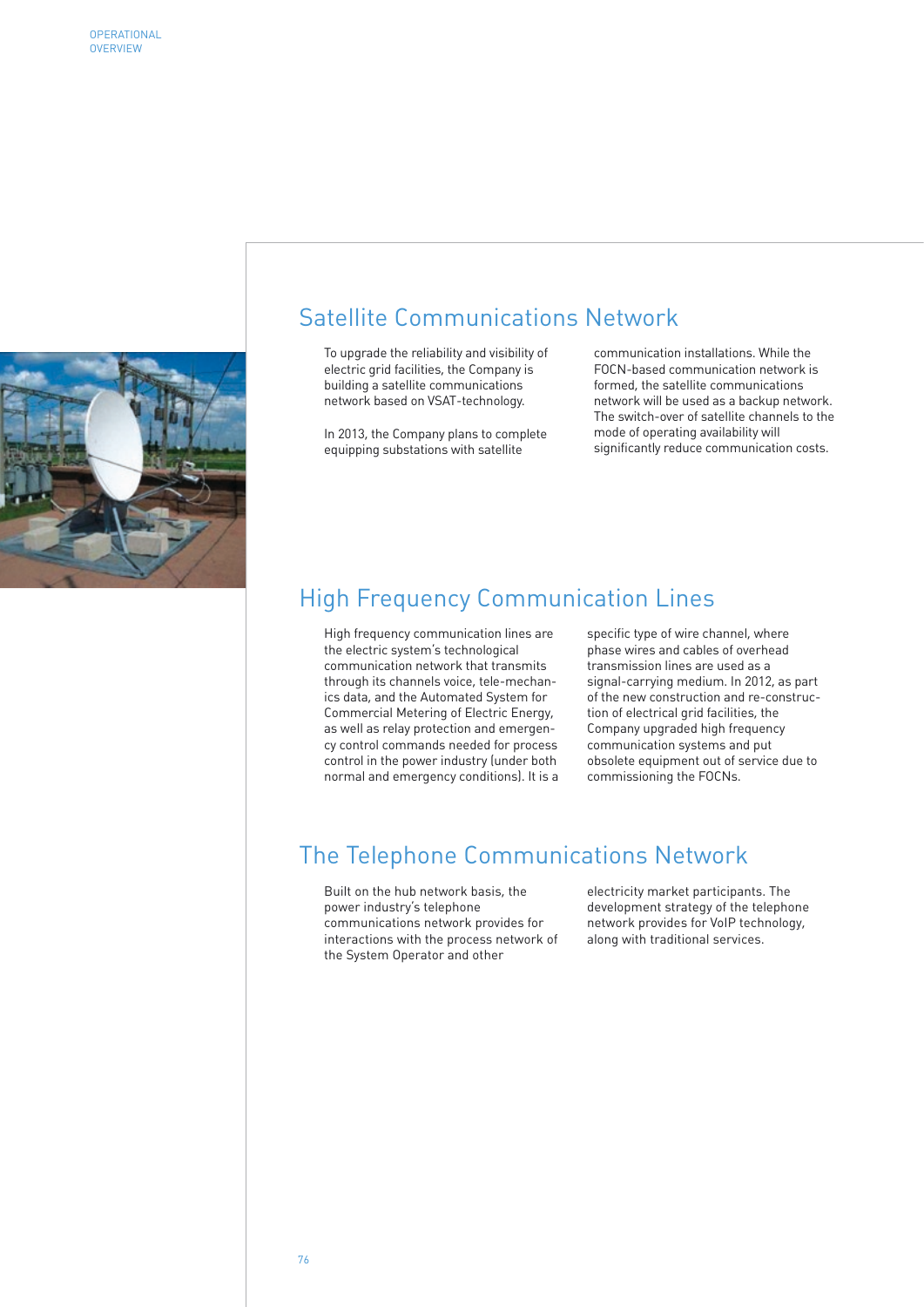## Satellite Communications Network

To upgrade the reliability and visibility of electric grid facilities, the Company is building a satellite communications network based on VSAT-technology.

In 2013, the Company plans to complete equipping substations with satellite communication installations. While the FOCN-based communication network is formed, the satellite communications network will be used as a backup network. The switch-over of satellite channels to the mode of operating availability will significantly reduce communication costs.

## High Frequency Communication Lines

High frequency communication lines are the electric system's technological communication network that transmits through its channels voice, tele-mechanics data, and the Automated System for Commercial Metering of Electric Energy, as well as relay protection and emergency control commands needed for process control in the power industry (under both normal and emergency conditions). It is a specific type of wire channel, where phase wires and cables of overhead transmission lines are used as a signal-carrying medium. In 2012, as part of the new construction and re-construction of electrical grid facilities, the Company upgraded high frequency communication systems and put obsolete equipment out of service due to commissioning the FOCNs.

## The Telephone Communications Network

Built on the hub network basis, the power industry's telephone communications network provides for interactions with the process network of the System Operator and other electricity market participants. The development strategy of the telephone network provides for VoIP technology, along with traditional services.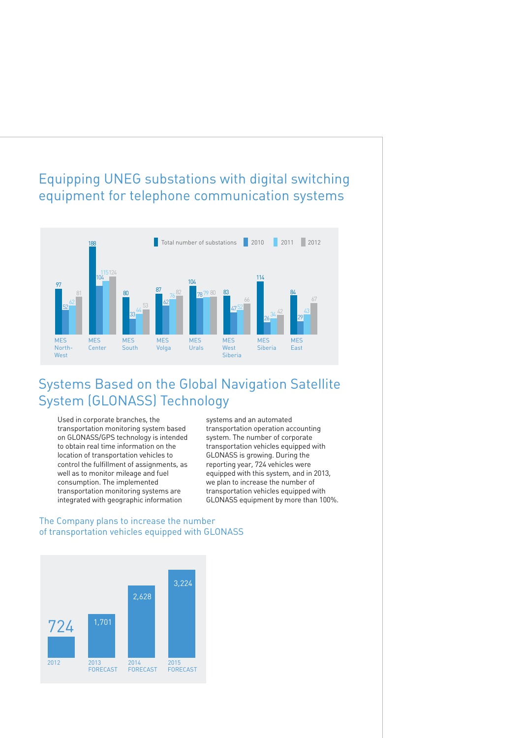## Equipping UNEG substations with digital switching equipment for telephone communication systems

| | Total number of substations | 2010 | 2011 | 2012 |
|---|---|---|---|---|
| MES North-West | 97 | 52 | 62 | 81 |
| MES Center | 188 | 104 | 115 | 124 |
| MES South | 80 | 33 | 44 | 53 |
| MES Volga | 87 | 62 | 76 | 82 |
| MES Urals | 104 | 78 | 79 | 80 |
| MES West Siberia | 83 | 47 | 52 | 66 |
| MES Siberia | 114 | 26 | 34 | 42 |
| MES East | 84 | 29 | 43 | 67 |

## Systems Based on the Global Navigation Satellite System (GLONASS) Technology

Used in corporate branches, the transportation monitoring system based on GLONASS/GPS technology is intended to obtain real time information on the location of transportation vehicles to control the fulfillment of assignments, as well as to monitor mileage and fuel consumption. The implemented transportation monitoring systems are integrated with geographic information systems and an automated transportation operation accounting system. The number of corporate transportation vehicles equipped with GLONASS is growing. During the reporting year, 724 vehicles were equipped with this system, and in 2013, we plan to increase the number of transportation vehicles equipped with GLONASS equipment by more than 100%.

### The Company plans to increase the number of transportation vehicles equipped with GLONASS

| 2012 | 2013 FORECAST | 2014 FORECAST | 2015 FORECAST |
|---|---|---|---|
| 724 | 1,701 | 2,628 | 3,224 |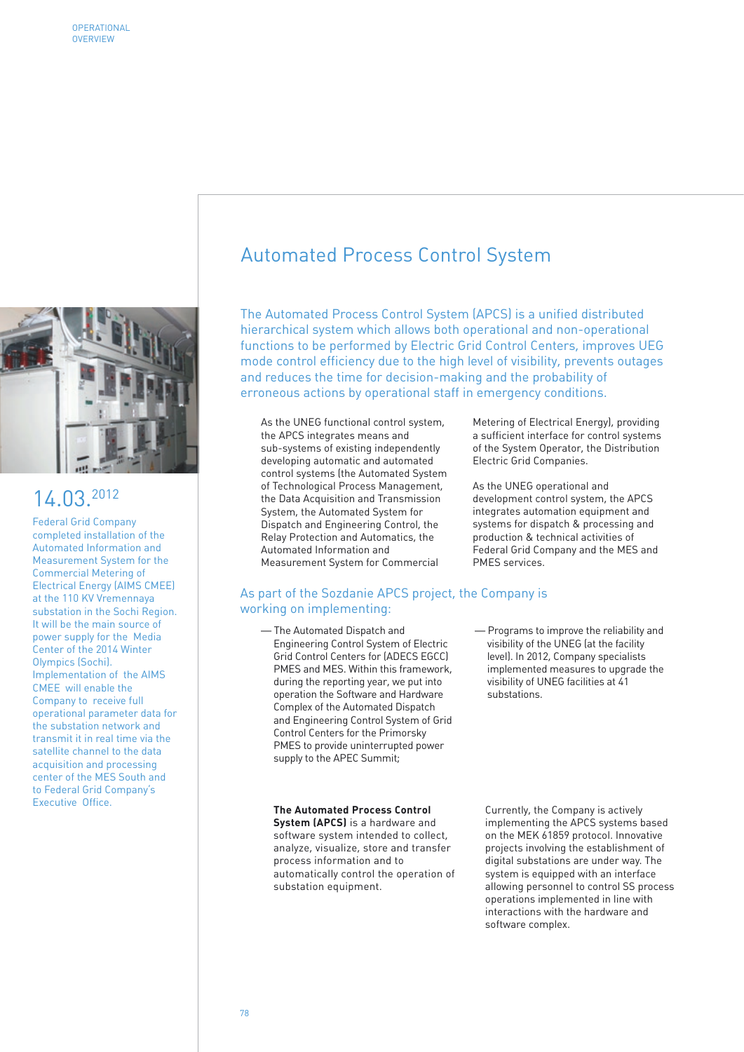# Automated Process Control System

The Automated Process Control System (APCS) is a unified distributed hierarchical system which allows both operational and non-operational functions to be performed by Electric Grid Control Centers, improves UEG mode control efficiency due to the high level of visibility, prevents outages and reduces the time for decision-making and the probability of erroneous actions by operational staff in emergency conditions.

As the UNEG functional control system, the APCS integrates means and sub-systems of existing independently developing automatic and automated control systems (the Automated System of Technological Process Management, the Data Acquisition and Transmission System, the Automated System for Dispatch and Engineering Control, the Relay Protection and Automatics, the Automated Information and Measurement System for Commercial Metering of Electrical Energy), providing a sufficient interface for control systems of the System Operator, the Distribution Electric Grid Companies.

As the UNEG operational and development control system, the APCS integrates automation equipment and systems for dispatch & processing and production & technical activities of Federal Grid Company and the MES and PMES services.

## As part of the Sozdanie APCS project, the Company is working on implementing:

- The Automated Dispatch and Engineering Control System of Electric Grid Control Centers for (ADECS EGCC) PMES and MES. Within this framework, during the reporting year, we put into operation the Software and Hardware Complex of the Automated Dispatch and Engineering Control System of Grid Control Centers for the Primorsky PMES to provide uninterrupted power supply to the APEC Summit;
- Programs to improve the reliability and visibility of the UNEG (at the facility level). In 2012, Company specialists implemented measures to upgrade the visibility of UNEG facilities at 41 substations.

**The Automated Process Control System (APCS)** is a hardware and software system intended to collect, analyze, visualize, store and transfer process information and to automatically control the operation of substation equipment.

Currently, the Company is actively implementing the APCS systems based on the MEK 61859 protocol. Innovative projects involving the establishment of digital substations are under way. The system is equipped with an interface allowing personnel to control SS process operations implemented in line with interactions with the hardware and software complex.

14.03.2012

Federal Grid Company completed installation of the Automated Information and Measurement System for the Commercial Metering of Electrical Energy (AIMS CMEE) at the 110 KV Vremennaya substation in the Sochi Region. It will be the main source of power supply for the Media Center of the 2014 Winter Olympics (Sochi). Implementation of the AIMS CMEE will enable the Company to receive full operational parameter data for the substation network and transmit it in real time via the satellite channel to the data acquisition and processing center of the MES South and to Federal Grid Company's Executive Office.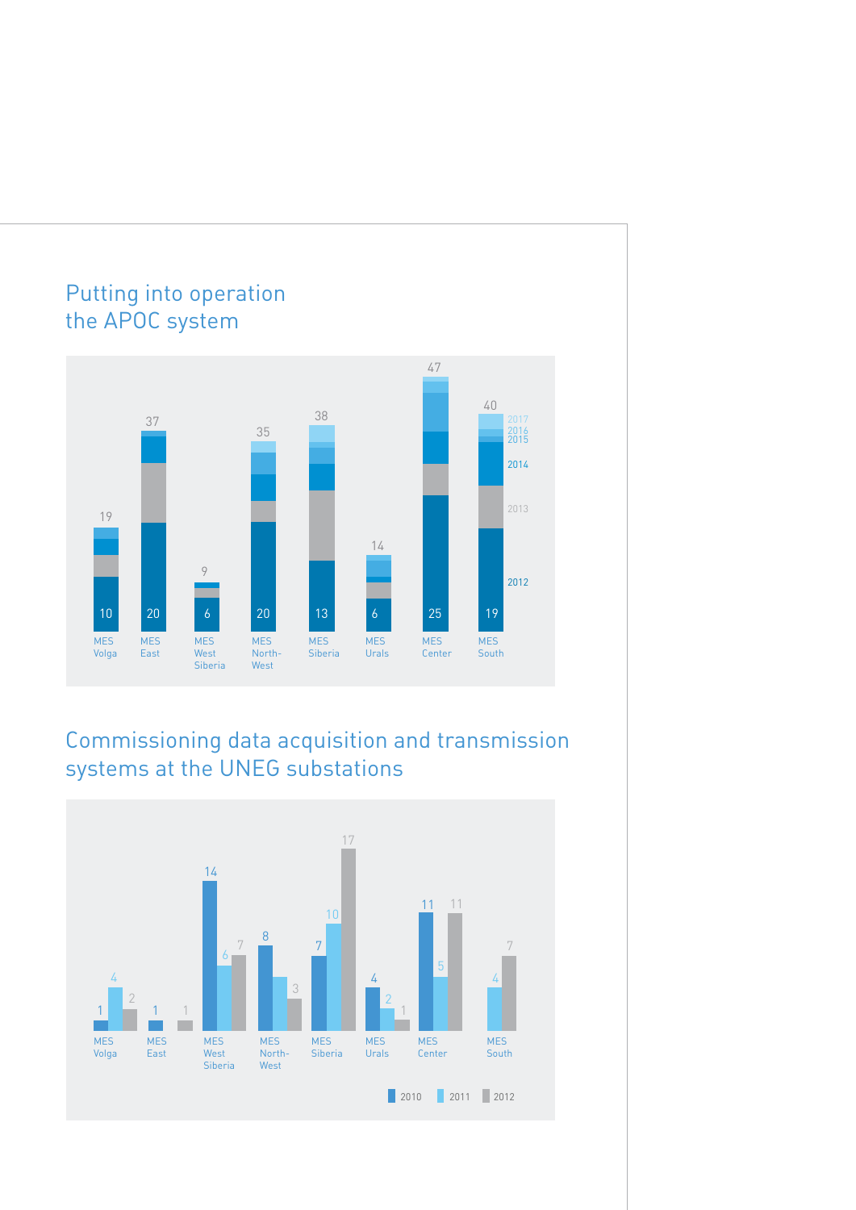## Putting into operation the APOC system

| | MES Volga | MES East | MES West Siberia | MES North-West | MES Siberia | MES Urals | MES Center | MES South |
|---|---|---|---|---|---|---|---|---|
| 2012 | 10 | 20 | 6 | 20 | 13 | 6 | 25 | 19 |
| Total (2012–2017) | 19 | 37 | 9 | 35 | 38 | 14 | 47 | 40 |

## Commissioning data acquisition and transmission systems at the UNEG substations

| | MES Volga | MES East | MES West Siberia | MES North-West | MES Siberia | MES Urals | MES Center | MES South |
|---|---|---|---|---|---|---|---|---|
| 2010 | 1 | 1 | 14 | 8 | 7 | 4 | 11 | |
| 2011 | 4 | | 6 | | 10 | 2 | 5 | 4 |
| 2012 | 2 | 1 | 7 | 3 | 17 | 1 | 11 | 7 |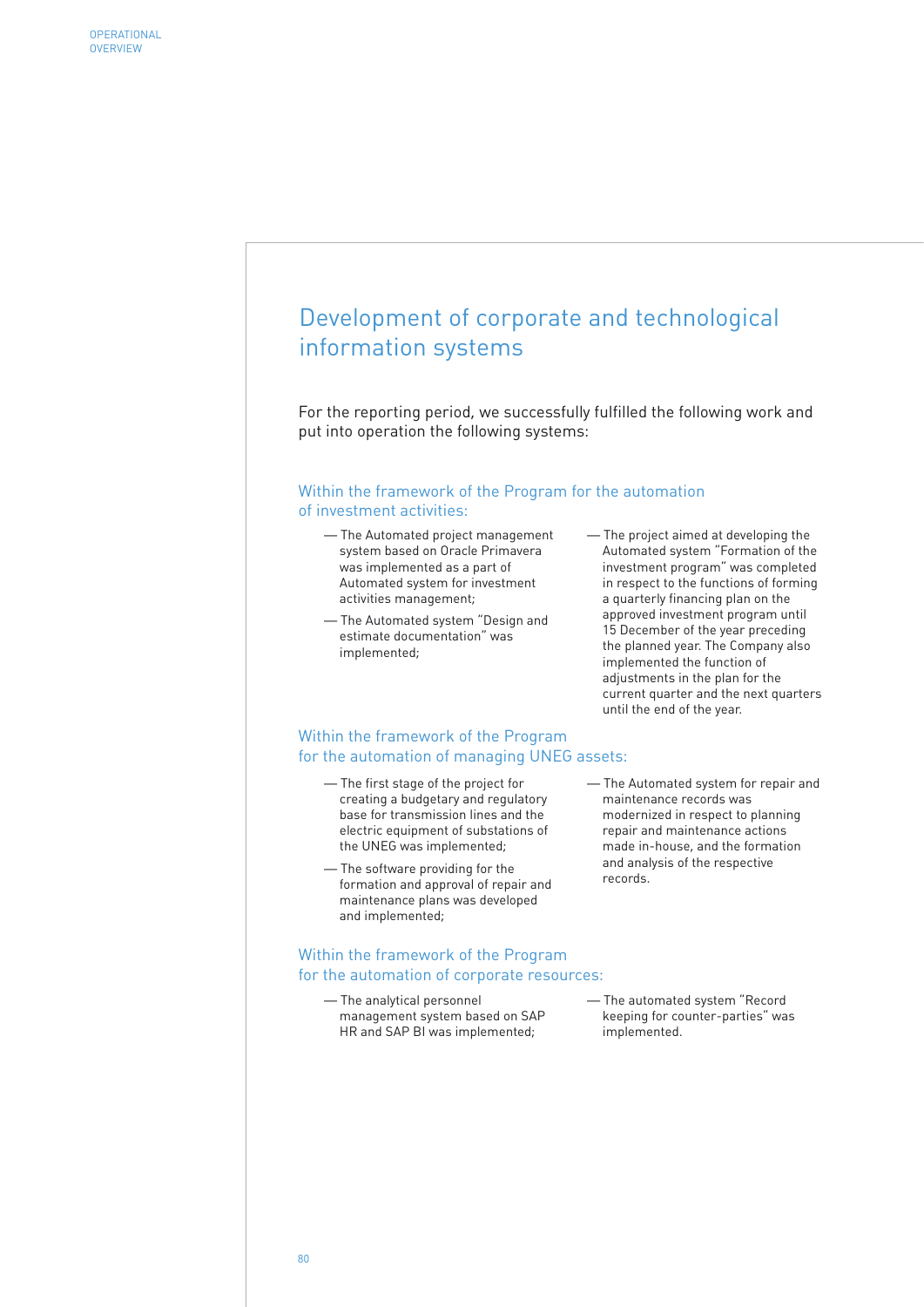# Development of corporate and technological information systems

For the reporting period, we successfully fulfilled the following work and put into operation the following systems:

### Within the framework of the Program for the automation of investment activities:

- The Automated project management system based on Oracle Primavera was implemented as a part of Automated system for investment activities management;
- The Automated system "Design and estimate documentation" was implemented;
- The project aimed at developing the Automated system "Formation of the investment program" was completed in respect to the functions of forming a quarterly financing plan on the approved investment program until 15 December of the year preceding the planned year. The Company also implemented the function of adjustments in the plan for the current quarter and the next quarters until the end of the year.

### Within the framework of the Program for the automation of managing UNEG assets:

- The first stage of the project for creating a budgetary and regulatory base for transmission lines and the electric equipment of substations of the UNEG was implemented;
- The software providing for the formation and approval of repair and maintenance plans was developed and implemented;
- The Automated system for repair and maintenance records was modernized in respect to planning repair and maintenance actions made in-house, and the formation and analysis of the respective records.

### Within the framework of the Program for the automation of corporate resources:

- The analytical personnel management system based on SAP HR and SAP BI was implemented;
- The automated system "Record keeping for counter-parties" was implemented.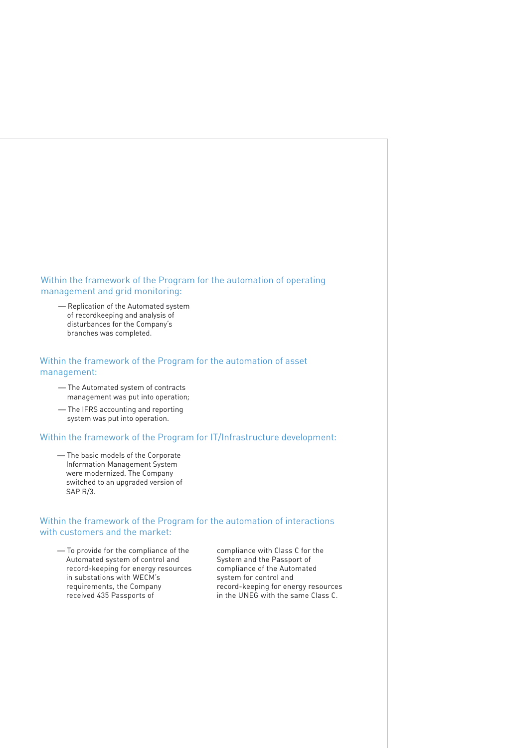### Within the framework of the Program for the automation of operating management and grid monitoring:

- Replication of the Automated system of recordkeeping and analysis of disturbances for the Company's branches was completed.

### Within the framework of the Program for the automation of asset management:

- The Automated system of contracts management was put into operation;
- The IFRS accounting and reporting system was put into operation.

### Within the framework of the Program for IT/Infrastructure development:

- The basic models of the Corporate Information Management System were modernized. The Company switched to an upgraded version of SAP R/3.

### Within the framework of the Program for the automation of interactions with customers and the market:

- To provide for the compliance of the Automated system of control and record-keeping for energy resources in substations with WECM's requirements, the Company received 435 Passports of compliance with Class C for the System and the Passport of compliance of the Automated system for control and record-keeping for energy resources in the UNEG with the same Class C.